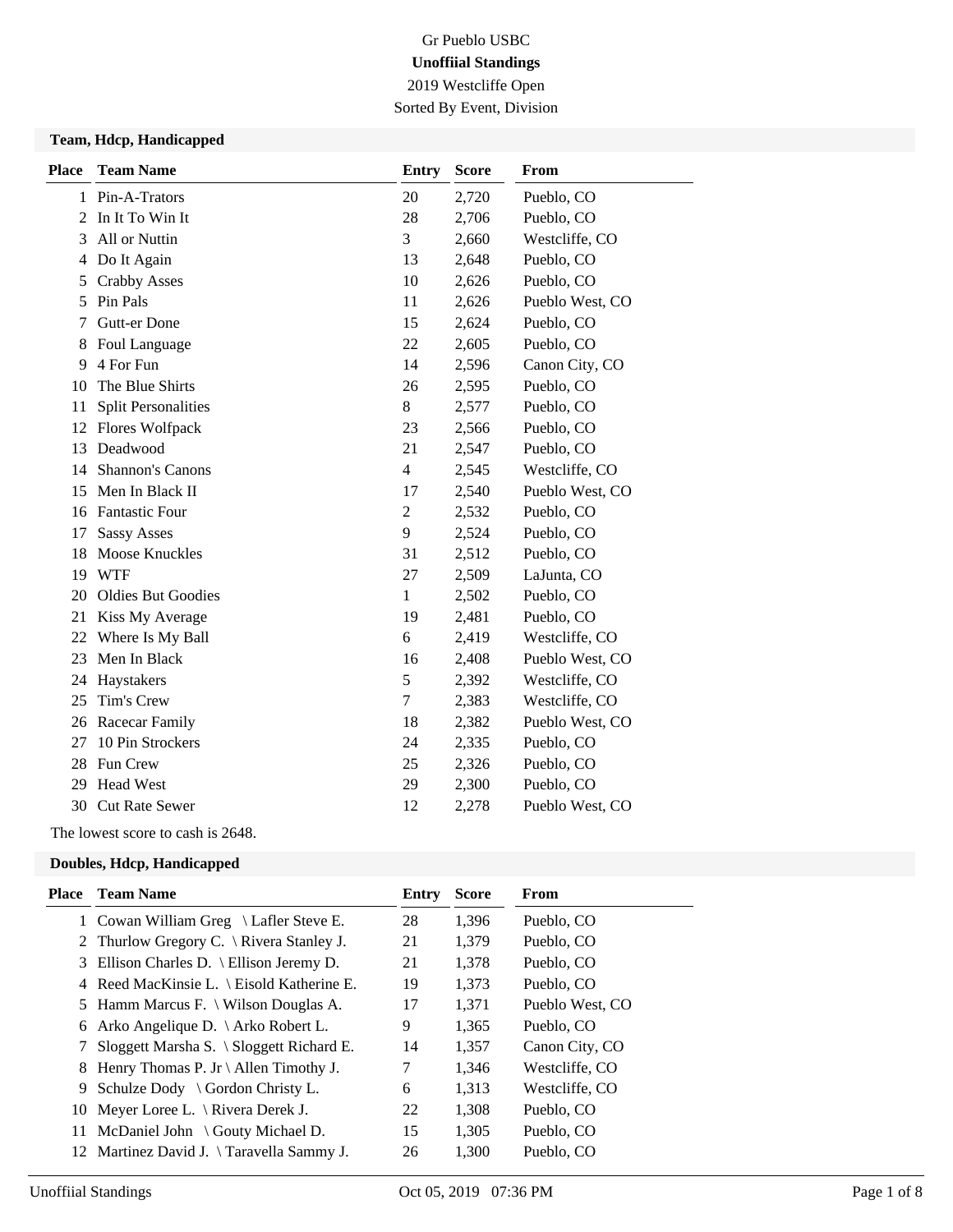Gr Pueblo USBC

**Unoffiial Standings**

2019 Westcliffe Open

Sorted By Event, Division

### Team, Hdcp, Handicapped

| Place | Team Name | Entry | Score | From |
|---|---|---|---|---|
| 1 | Pin-A-Trators | 20 | 2,720 | Pueblo, CO |
| 2 | In It To Win It | 28 | 2,706 | Pueblo, CO |
| 3 | All or Nuttin | 3 | 2,660 | Westcliffe, CO |
| 4 | Do It Again | 13 | 2,648 | Pueblo, CO |
| 5 | Crabby Asses | 10 | 2,626 | Pueblo, CO |
| 5 | Pin Pals | 11 | 2,626 | Pueblo West, CO |
| 7 | Gutt-er Done | 15 | 2,624 | Pueblo, CO |
| 8 | Foul Language | 22 | 2,605 | Pueblo, CO |
| 9 | 4 For Fun | 14 | 2,596 | Canon City, CO |
| 10 | The Blue Shirts | 26 | 2,595 | Pueblo, CO |
| 11 | Split Personalities | 8 | 2,577 | Pueblo, CO |
| 12 | Flores Wolfpack | 23 | 2,566 | Pueblo, CO |
| 13 | Deadwood | 21 | 2,547 | Pueblo, CO |
| 14 | Shannon's Canons | 4 | 2,545 | Westcliffe, CO |
| 15 | Men In Black II | 17 | 2,540 | Pueblo West, CO |
| 16 | Fantastic Four | 2 | 2,532 | Pueblo, CO |
| 17 | Sassy Asses | 9 | 2,524 | Pueblo, CO |
| 18 | Moose Knuckles | 31 | 2,512 | Pueblo, CO |
| 19 | WTF | 27 | 2,509 | LaJunta, CO |
| 20 | Oldies But Goodies | 1 | 2,502 | Pueblo, CO |
| 21 | Kiss My Average | 19 | 2,481 | Pueblo, CO |
| 22 | Where Is My Ball | 6 | 2,419 | Westcliffe, CO |
| 23 | Men In Black | 16 | 2,408 | Pueblo West, CO |
| 24 | Haystakers | 5 | 2,392 | Westcliffe, CO |
| 25 | Tim's Crew | 7 | 2,383 | Westcliffe, CO |
| 26 | Racecar Family | 18 | 2,382 | Pueblo West, CO |
| 27 | 10 Pin Strockers | 24 | 2,335 | Pueblo, CO |
| 28 | Fun Crew | 25 | 2,326 | Pueblo, CO |
| 29 | Head West | 29 | 2,300 | Pueblo, CO |
| 30 | Cut Rate Sewer | 12 | 2,278 | Pueblo West, CO |

The lowest score to cash is 2648.

### Doubles, Hdcp, Handicapped

| Place | Team Name | Entry | Score | From |
|---|---|---|---|---|
| 1 | Cowan William Greg \ Lafler Steve E. | 28 | 1,396 | Pueblo, CO |
| 2 | Thurlow Gregory C. \ Rivera Stanley J. | 21 | 1,379 | Pueblo, CO |
| 3 | Ellison Charles D. \ Ellison Jeremy D. | 21 | 1,378 | Pueblo, CO |
| 4 | Reed MacKinsie L. \ Eisold Katherine E. | 19 | 1,373 | Pueblo, CO |
| 5 | Hamm Marcus F. \ Wilson Douglas A. | 17 | 1,371 | Pueblo West, CO |
| 6 | Arko Angelique D. \ Arko Robert L. | 9 | 1,365 | Pueblo, CO |
| 7 | Sloggett Marsha S. \ Sloggett Richard E. | 14 | 1,357 | Canon City, CO |
| 8 | Henry Thomas P. Jr \ Allen Timothy J. | 7 | 1,346 | Westcliffe, CO |
| 9 | Schulze Dody \ Gordon Christy L. | 6 | 1,313 | Westcliffe, CO |
| 10 | Meyer Loree L. \ Rivera Derek J. | 22 | 1,308 | Pueblo, CO |
| 11 | McDaniel John \ Gouty Michael D. | 15 | 1,305 | Pueblo, CO |
| 12 | Martinez David J. \ Taravella Sammy J. | 26 | 1,300 | Pueblo, CO |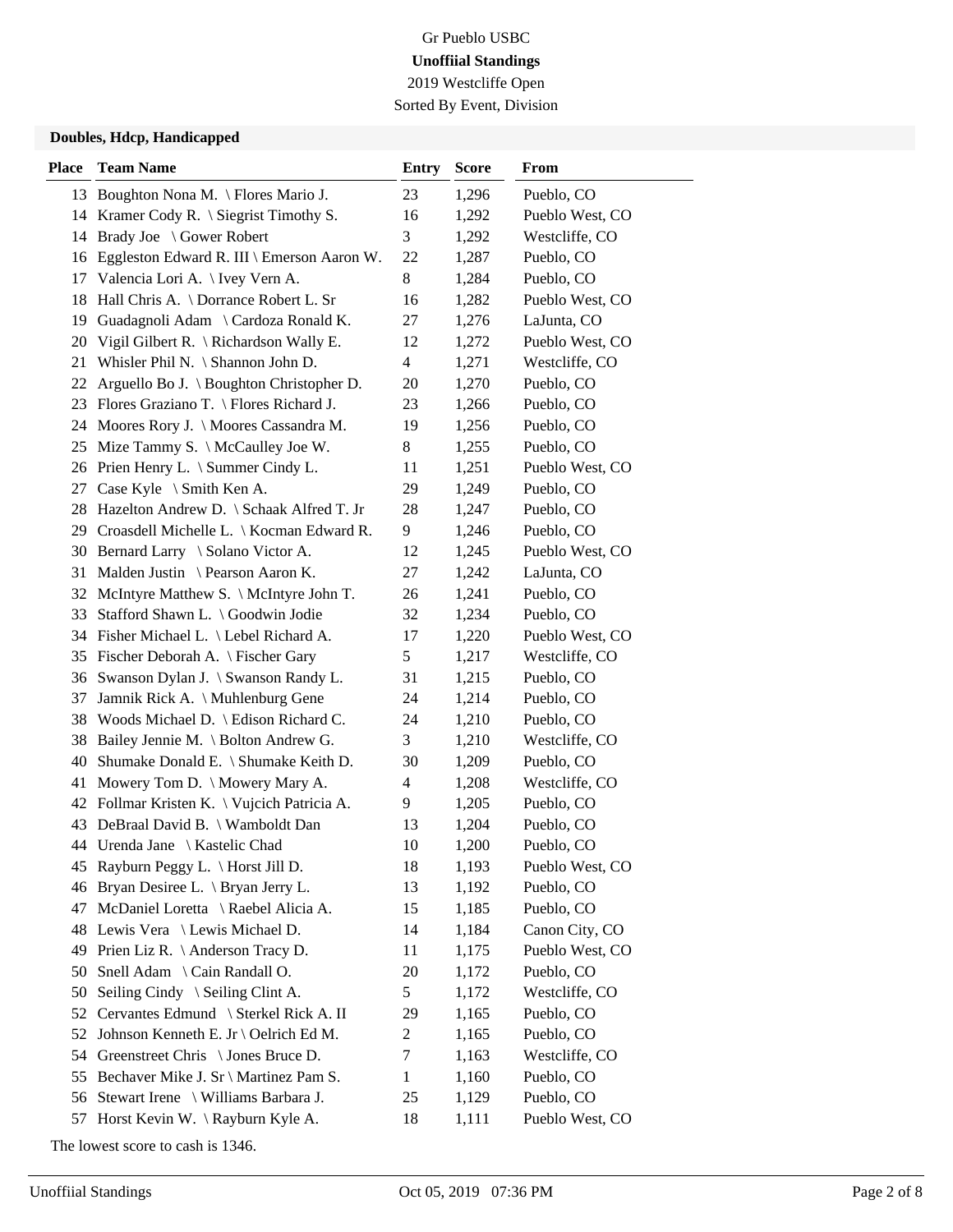Gr Pueblo USBC

**Unoffiial Standings**

2019 Westcliffe Open

Sorted By Event, Division

### Doubles, Hdcp, Handicapped

| Place | Team Name | Entry | Score | From |
|---|---|---|---|---|
| 13 | Boughton Nona M. \ Flores Mario J. | 23 | 1,296 | Pueblo, CO |
| 14 | Kramer Cody R. \ Siegrist Timothy S. | 16 | 1,292 | Pueblo West, CO |
| 14 | Brady Joe \ Gower Robert | 3 | 1,292 | Westcliffe, CO |
| 16 | Eggleston Edward R. III \ Emerson Aaron W. | 22 | 1,287 | Pueblo, CO |
| 17 | Valencia Lori A. \ Ivey Vern A. | 8 | 1,284 | Pueblo, CO |
| 18 | Hall Chris A. \ Dorrance Robert L. Sr | 16 | 1,282 | Pueblo West, CO |
| 19 | Guadagnoli Adam \ Cardoza Ronald K. | 27 | 1,276 | LaJunta, CO |
| 20 | Vigil Gilbert R. \ Richardson Wally E. | 12 | 1,272 | Pueblo West, CO |
| 21 | Whisler Phil N. \ Shannon John D. | 4 | 1,271 | Westcliffe, CO |
| 22 | Arguello Bo J. \ Boughton Christopher D. | 20 | 1,270 | Pueblo, CO |
| 23 | Flores Graziano T. \ Flores Richard J. | 23 | 1,266 | Pueblo, CO |
| 24 | Moores Rory J. \ Moores Cassandra M. | 19 | 1,256 | Pueblo, CO |
| 25 | Mize Tammy S. \ McCaulley Joe W. | 8 | 1,255 | Pueblo, CO |
| 26 | Prien Henry L. \ Summer Cindy L. | 11 | 1,251 | Pueblo West, CO |
| 27 | Case Kyle \ Smith Ken A. | 29 | 1,249 | Pueblo, CO |
| 28 | Hazelton Andrew D. \ Schaak Alfred T. Jr | 28 | 1,247 | Pueblo, CO |
| 29 | Croasdell Michelle L. \ Kocman Edward R. | 9 | 1,246 | Pueblo, CO |
| 30 | Bernard Larry \ Solano Victor A. | 12 | 1,245 | Pueblo West, CO |
| 31 | Malden Justin \ Pearson Aaron K. | 27 | 1,242 | LaJunta, CO |
| 32 | McIntyre Matthew S. \ McIntyre John T. | 26 | 1,241 | Pueblo, CO |
| 33 | Stafford Shawn L. \ Goodwin Jodie | 32 | 1,234 | Pueblo, CO |
| 34 | Fisher Michael L. \ Lebel Richard A. | 17 | 1,220 | Pueblo West, CO |
| 35 | Fischer Deborah A. \ Fischer Gary | 5 | 1,217 | Westcliffe, CO |
| 36 | Swanson Dylan J. \ Swanson Randy L. | 31 | 1,215 | Pueblo, CO |
| 37 | Jamnik Rick A. \ Muhlenburg Gene | 24 | 1,214 | Pueblo, CO |
| 38 | Woods Michael D. \ Edison Richard C. | 24 | 1,210 | Pueblo, CO |
| 38 | Bailey Jennie M. \ Bolton Andrew G. | 3 | 1,210 | Westcliffe, CO |
| 40 | Shumake Donald E. \ Shumake Keith D. | 30 | 1,209 | Pueblo, CO |
| 41 | Mowery Tom D. \ Mowery Mary A. | 4 | 1,208 | Westcliffe, CO |
| 42 | Follmar Kristen K. \ Vujcich Patricia A. | 9 | 1,205 | Pueblo, CO |
| 43 | DeBraal David B. \ Wamboldt Dan | 13 | 1,204 | Pueblo, CO |
| 44 | Urenda Jane \ Kastelic Chad | 10 | 1,200 | Pueblo, CO |
| 45 | Rayburn Peggy L. \ Horst Jill D. | 18 | 1,193 | Pueblo West, CO |
| 46 | Bryan Desiree L. \ Bryan Jerry L. | 13 | 1,192 | Pueblo, CO |
| 47 | McDaniel Loretta \ Raebel Alicia A. | 15 | 1,185 | Pueblo, CO |
| 48 | Lewis Vera \ Lewis Michael D. | 14 | 1,184 | Canon City, CO |
| 49 | Prien Liz R. \ Anderson Tracy D. | 11 | 1,175 | Pueblo West, CO |
| 50 | Snell Adam \ Cain Randall O. | 20 | 1,172 | Pueblo, CO |
| 50 | Seiling Cindy \ Seiling Clint A. | 5 | 1,172 | Westcliffe, CO |
| 52 | Cervantes Edmund \ Sterkel Rick A. II | 29 | 1,165 | Pueblo, CO |
| 52 | Johnson Kenneth E. Jr \ Oelrich Ed M. | 2 | 1,165 | Pueblo, CO |
| 54 | Greenstreet Chris \ Jones Bruce D. | 7 | 1,163 | Westcliffe, CO |
| 55 | Bechaver Mike J. Sr \ Martinez Pam S. | 1 | 1,160 | Pueblo, CO |
| 56 | Stewart Irene \ Williams Barbara J. | 25 | 1,129 | Pueblo, CO |
| 57 | Horst Kevin W. \ Rayburn Kyle A. | 18 | 1,111 | Pueblo West, CO |

The lowest score to cash is 1346.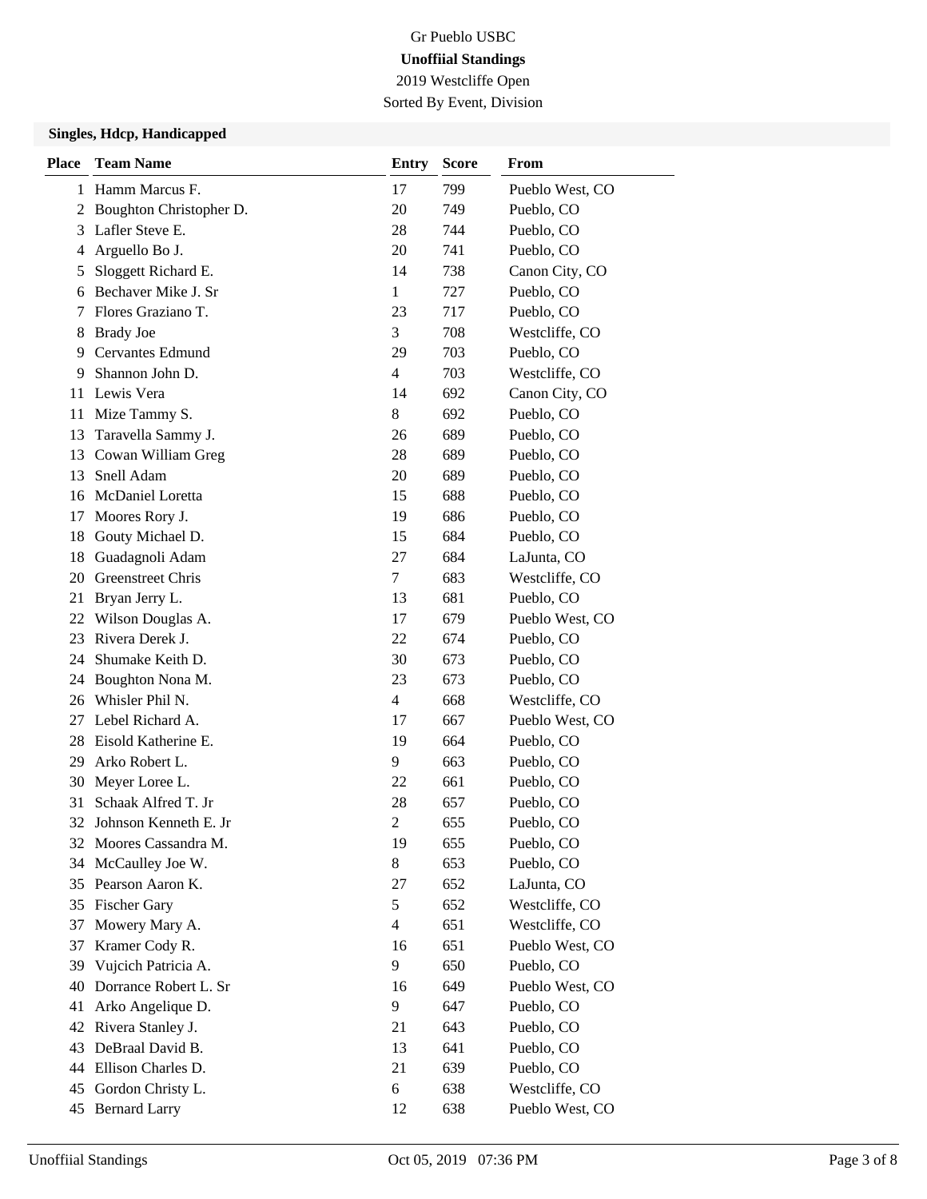Gr Pueblo USBC

**Unoffiial Standings**

2019 Westcliffe Open

Sorted By Event, Division

### Singles, Hdcp, Handicapped

| Place | Team Name | Entry | Score | From |
|---|---|---|---|---|
| 1 | Hamm Marcus F. | 17 | 799 | Pueblo West, CO |
| 2 | Boughton Christopher D. | 20 | 749 | Pueblo, CO |
| 3 | Lafler Steve E. | 28 | 744 | Pueblo, CO |
| 4 | Arguello Bo J. | 20 | 741 | Pueblo, CO |
| 5 | Sloggett Richard E. | 14 | 738 | Canon City, CO |
| 6 | Bechaver Mike J. Sr | 1 | 727 | Pueblo, CO |
| 7 | Flores Graziano T. | 23 | 717 | Pueblo, CO |
| 8 | Brady Joe | 3 | 708 | Westcliffe, CO |
| 9 | Cervantes Edmund | 29 | 703 | Pueblo, CO |
| 9 | Shannon John D. | 4 | 703 | Westcliffe, CO |
| 11 | Lewis Vera | 14 | 692 | Canon City, CO |
| 11 | Mize Tammy S. | 8 | 692 | Pueblo, CO |
| 13 | Taravella Sammy J. | 26 | 689 | Pueblo, CO |
| 13 | Cowan William Greg | 28 | 689 | Pueblo, CO |
| 13 | Snell Adam | 20 | 689 | Pueblo, CO |
| 16 | McDaniel Loretta | 15 | 688 | Pueblo, CO |
| 17 | Moores Rory J. | 19 | 686 | Pueblo, CO |
| 18 | Gouty Michael D. | 15 | 684 | Pueblo, CO |
| 18 | Guadagnoli Adam | 27 | 684 | LaJunta, CO |
| 20 | Greenstreet Chris | 7 | 683 | Westcliffe, CO |
| 21 | Bryan Jerry L. | 13 | 681 | Pueblo, CO |
| 22 | Wilson Douglas A. | 17 | 679 | Pueblo West, CO |
| 23 | Rivera Derek J. | 22 | 674 | Pueblo, CO |
| 24 | Shumake Keith D. | 30 | 673 | Pueblo, CO |
| 24 | Boughton Nona M. | 23 | 673 | Pueblo, CO |
| 26 | Whisler Phil N. | 4 | 668 | Westcliffe, CO |
| 27 | Lebel Richard A. | 17 | 667 | Pueblo West, CO |
| 28 | Eisold Katherine E. | 19 | 664 | Pueblo, CO |
| 29 | Arko Robert L. | 9 | 663 | Pueblo, CO |
| 30 | Meyer Loree L. | 22 | 661 | Pueblo, CO |
| 31 | Schaak Alfred T. Jr | 28 | 657 | Pueblo, CO |
| 32 | Johnson Kenneth E. Jr | 2 | 655 | Pueblo, CO |
| 32 | Moores Cassandra M. | 19 | 655 | Pueblo, CO |
| 34 | McCaulley Joe W. | 8 | 653 | Pueblo, CO |
| 35 | Pearson Aaron K. | 27 | 652 | LaJunta, CO |
| 35 | Fischer Gary | 5 | 652 | Westcliffe, CO |
| 37 | Mowery Mary A. | 4 | 651 | Westcliffe, CO |
| 37 | Kramer Cody R. | 16 | 651 | Pueblo West, CO |
| 39 | Vujcich Patricia A. | 9 | 650 | Pueblo, CO |
| 40 | Dorrance Robert L. Sr | 16 | 649 | Pueblo West, CO |
| 41 | Arko Angelique D. | 9 | 647 | Pueblo, CO |
| 42 | Rivera Stanley J. | 21 | 643 | Pueblo, CO |
| 43 | DeBraal David B. | 13 | 641 | Pueblo, CO |
| 44 | Ellison Charles D. | 21 | 639 | Pueblo, CO |
| 45 | Gordon Christy L. | 6 | 638 | Westcliffe, CO |
| 45 | Bernard Larry | 12 | 638 | Pueblo West, CO |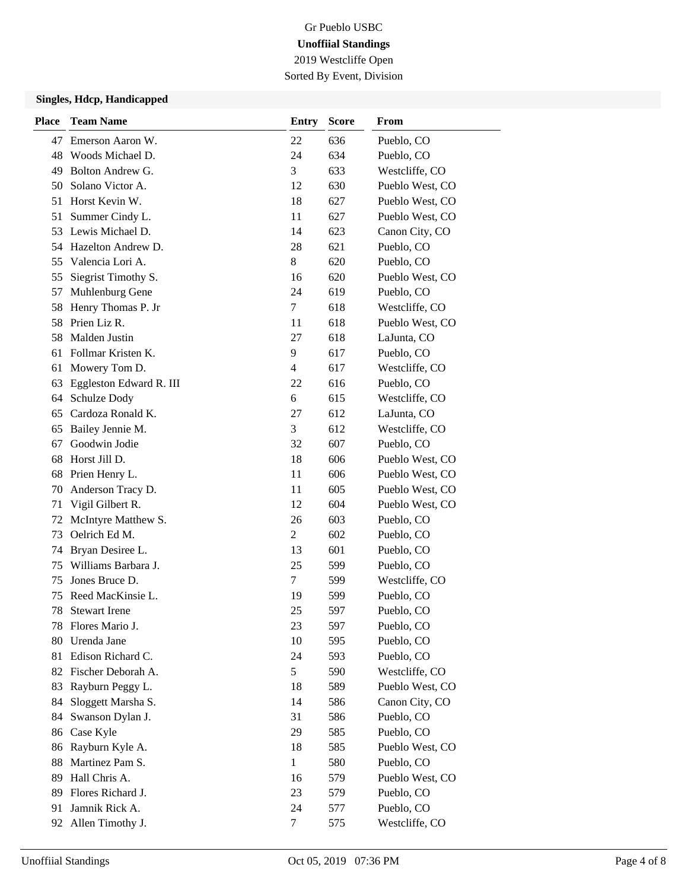Gr Pueblo USBC

**Unoffiial Standings**

2019 Westcliffe Open

Sorted By Event, Division

### Singles, Hdcp, Handicapped

| Place | Team Name | Entry | Score | From |
|---|---|---|---|---|
| 47 | Emerson Aaron W. | 22 | 636 | Pueblo, CO |
| 48 | Woods Michael D. | 24 | 634 | Pueblo, CO |
| 49 | Bolton Andrew G. | 3 | 633 | Westcliffe, CO |
| 50 | Solano Victor A. | 12 | 630 | Pueblo West, CO |
| 51 | Horst Kevin W. | 18 | 627 | Pueblo West, CO |
| 51 | Summer Cindy L. | 11 | 627 | Pueblo West, CO |
| 53 | Lewis Michael D. | 14 | 623 | Canon City, CO |
| 54 | Hazelton Andrew D. | 28 | 621 | Pueblo, CO |
| 55 | Valencia Lori A. | 8 | 620 | Pueblo, CO |
| 55 | Siegrist Timothy S. | 16 | 620 | Pueblo West, CO |
| 57 | Muhlenburg Gene | 24 | 619 | Pueblo, CO |
| 58 | Henry Thomas P. Jr | 7 | 618 | Westcliffe, CO |
| 58 | Prien Liz R. | 11 | 618 | Pueblo West, CO |
| 58 | Malden Justin | 27 | 618 | LaJunta, CO |
| 61 | Follmar Kristen K. | 9 | 617 | Pueblo, CO |
| 61 | Mowery Tom D. | 4 | 617 | Westcliffe, CO |
| 63 | Eggleston Edward R. III | 22 | 616 | Pueblo, CO |
| 64 | Schulze Dody | 6 | 615 | Westcliffe, CO |
| 65 | Cardoza Ronald K. | 27 | 612 | LaJunta, CO |
| 65 | Bailey Jennie M. | 3 | 612 | Westcliffe, CO |
| 67 | Goodwin Jodie | 32 | 607 | Pueblo, CO |
| 68 | Horst Jill D. | 18 | 606 | Pueblo West, CO |
| 68 | Prien Henry L. | 11 | 606 | Pueblo West, CO |
| 70 | Anderson Tracy D. | 11 | 605 | Pueblo West, CO |
| 71 | Vigil Gilbert R. | 12 | 604 | Pueblo West, CO |
| 72 | McIntyre Matthew S. | 26 | 603 | Pueblo, CO |
| 73 | Oelrich Ed M. | 2 | 602 | Pueblo, CO |
| 74 | Bryan Desiree L. | 13 | 601 | Pueblo, CO |
| 75 | Williams Barbara J. | 25 | 599 | Pueblo, CO |
| 75 | Jones Bruce D. | 7 | 599 | Westcliffe, CO |
| 75 | Reed MacKinsie L. | 19 | 599 | Pueblo, CO |
| 78 | Stewart Irene | 25 | 597 | Pueblo, CO |
| 78 | Flores Mario J. | 23 | 597 | Pueblo, CO |
| 80 | Urenda Jane | 10 | 595 | Pueblo, CO |
| 81 | Edison Richard C. | 24 | 593 | Pueblo, CO |
| 82 | Fischer Deborah A. | 5 | 590 | Westcliffe, CO |
| 83 | Rayburn Peggy L. | 18 | 589 | Pueblo West, CO |
| 84 | Sloggett Marsha S. | 14 | 586 | Canon City, CO |
| 84 | Swanson Dylan J. | 31 | 586 | Pueblo, CO |
| 86 | Case Kyle | 29 | 585 | Pueblo, CO |
| 86 | Rayburn Kyle A. | 18 | 585 | Pueblo West, CO |
| 88 | Martinez Pam S. | 1 | 580 | Pueblo, CO |
| 89 | Hall Chris A. | 16 | 579 | Pueblo West, CO |
| 89 | Flores Richard J. | 23 | 579 | Pueblo, CO |
| 91 | Jamnik Rick A. | 24 | 577 | Pueblo, CO |
| 92 | Allen Timothy J. | 7 | 575 | Westcliffe, CO |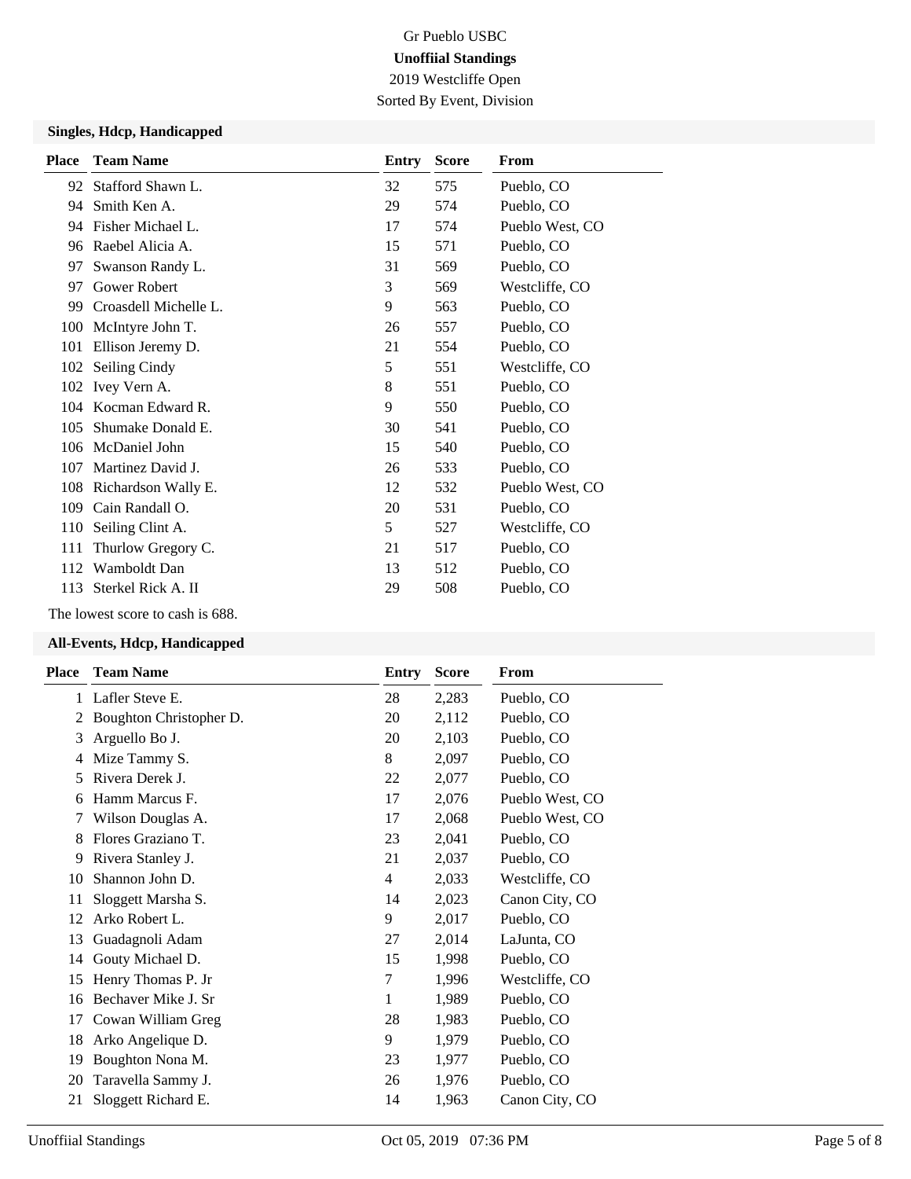Gr Pueblo USBC

**Unoffiial Standings**

2019 Westcliffe Open

Sorted By Event, Division

### Singles, Hdcp, Handicapped

| Place | Team Name | Entry | Score | From |
|---|---|---|---|---|
| 92 | Stafford Shawn L. | 32 | 575 | Pueblo, CO |
| 94 | Smith Ken A. | 29 | 574 | Pueblo, CO |
| 94 | Fisher Michael L. | 17 | 574 | Pueblo West, CO |
| 96 | Raebel Alicia A. | 15 | 571 | Pueblo, CO |
| 97 | Swanson Randy L. | 31 | 569 | Pueblo, CO |
| 97 | Gower Robert | 3 | 569 | Westcliffe, CO |
| 99 | Croasdell Michelle L. | 9 | 563 | Pueblo, CO |
| 100 | McIntyre John T. | 26 | 557 | Pueblo, CO |
| 101 | Ellison Jeremy D. | 21 | 554 | Pueblo, CO |
| 102 | Seiling Cindy | 5 | 551 | Westcliffe, CO |
| 102 | Ivey Vern A. | 8 | 551 | Pueblo, CO |
| 104 | Kocman Edward R. | 9 | 550 | Pueblo, CO |
| 105 | Shumake Donald E. | 30 | 541 | Pueblo, CO |
| 106 | McDaniel John | 15 | 540 | Pueblo, CO |
| 107 | Martinez David J. | 26 | 533 | Pueblo, CO |
| 108 | Richardson Wally E. | 12 | 532 | Pueblo West, CO |
| 109 | Cain Randall O. | 20 | 531 | Pueblo, CO |
| 110 | Seiling Clint A. | 5 | 527 | Westcliffe, CO |
| 111 | Thurlow Gregory C. | 21 | 517 | Pueblo, CO |
| 112 | Wamboldt Dan | 13 | 512 | Pueblo, CO |
| 113 | Sterkel Rick A. II | 29 | 508 | Pueblo, CO |

The lowest score to cash is 688.

### All-Events, Hdcp, Handicapped

| Place | Team Name | Entry | Score | From |
|---|---|---|---|---|
| 1 | Lafler Steve E. | 28 | 2,283 | Pueblo, CO |
| 2 | Boughton Christopher D. | 20 | 2,112 | Pueblo, CO |
| 3 | Arguello Bo J. | 20 | 2,103 | Pueblo, CO |
| 4 | Mize Tammy S. | 8 | 2,097 | Pueblo, CO |
| 5 | Rivera Derek J. | 22 | 2,077 | Pueblo, CO |
| 6 | Hamm Marcus F. | 17 | 2,076 | Pueblo West, CO |
| 7 | Wilson Douglas A. | 17 | 2,068 | Pueblo West, CO |
| 8 | Flores Graziano T. | 23 | 2,041 | Pueblo, CO |
| 9 | Rivera Stanley J. | 21 | 2,037 | Pueblo, CO |
| 10 | Shannon John D. | 4 | 2,033 | Westcliffe, CO |
| 11 | Sloggett Marsha S. | 14 | 2,023 | Canon City, CO |
| 12 | Arko Robert L. | 9 | 2,017 | Pueblo, CO |
| 13 | Guadagnoli Adam | 27 | 2,014 | LaJunta, CO |
| 14 | Gouty Michael D. | 15 | 1,998 | Pueblo, CO |
| 15 | Henry Thomas P. Jr | 7 | 1,996 | Westcliffe, CO |
| 16 | Bechaver Mike J. Sr | 1 | 1,989 | Pueblo, CO |
| 17 | Cowan William Greg | 28 | 1,983 | Pueblo, CO |
| 18 | Arko Angelique D. | 9 | 1,979 | Pueblo, CO |
| 19 | Boughton Nona M. | 23 | 1,977 | Pueblo, CO |
| 20 | Taravella Sammy J. | 26 | 1,976 | Pueblo, CO |
| 21 | Sloggett Richard E. | 14 | 1,963 | Canon City, CO |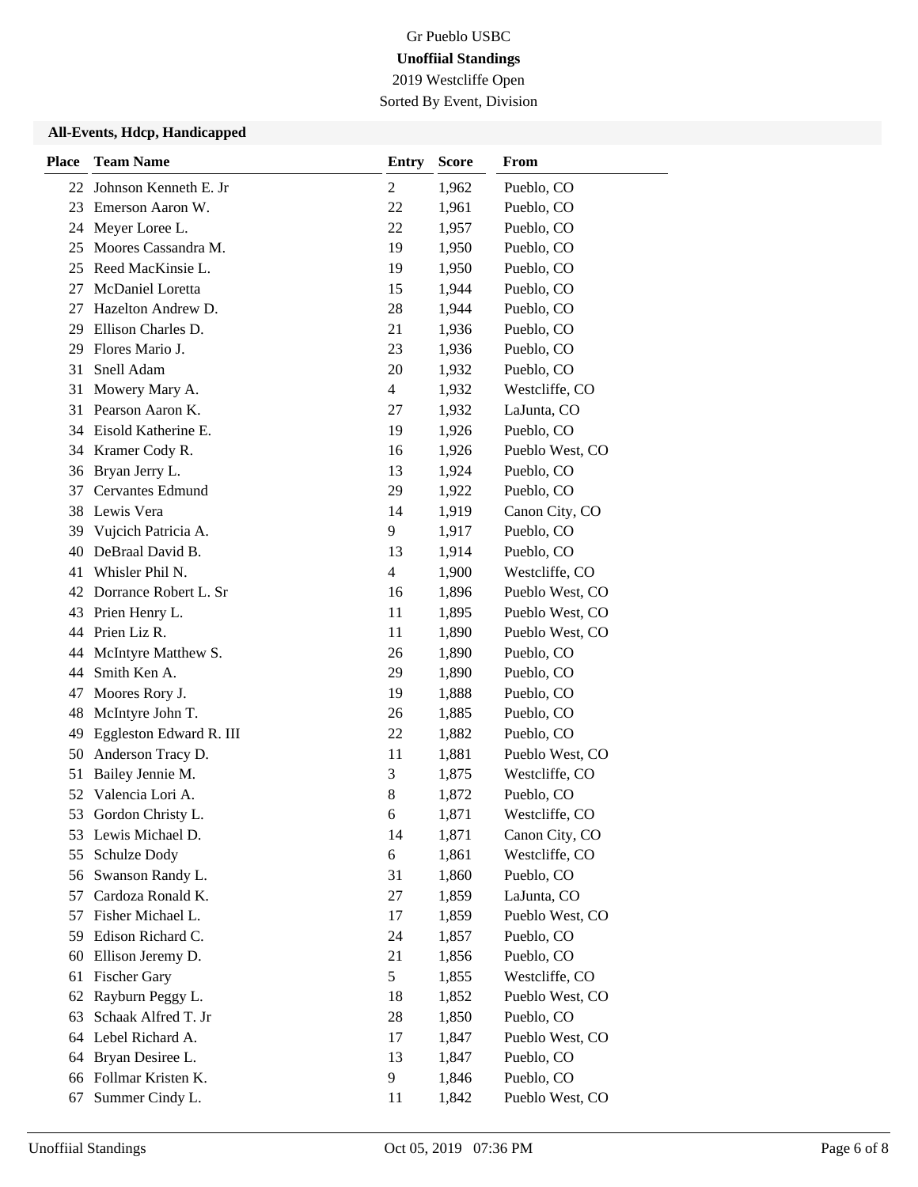Gr Pueblo USBC

**Unoffiial Standings**

2019 Westcliffe Open

Sorted By Event, Division

### All-Events, Hdcp, Handicapped

| Place | Team Name | Entry | Score | From |
|---|---|---|---|---|
| 22 | Johnson Kenneth E. Jr | 2 | 1,962 | Pueblo, CO |
| 23 | Emerson Aaron W. | 22 | 1,961 | Pueblo, CO |
| 24 | Meyer Loree L. | 22 | 1,957 | Pueblo, CO |
| 25 | Moores Cassandra M. | 19 | 1,950 | Pueblo, CO |
| 25 | Reed MacKinsie L. | 19 | 1,950 | Pueblo, CO |
| 27 | McDaniel Loretta | 15 | 1,944 | Pueblo, CO |
| 27 | Hazelton Andrew D. | 28 | 1,944 | Pueblo, CO |
| 29 | Ellison Charles D. | 21 | 1,936 | Pueblo, CO |
| 29 | Flores Mario J. | 23 | 1,936 | Pueblo, CO |
| 31 | Snell Adam | 20 | 1,932 | Pueblo, CO |
| 31 | Mowery Mary A. | 4 | 1,932 | Westcliffe, CO |
| 31 | Pearson Aaron K. | 27 | 1,932 | LaJunta, CO |
| 34 | Eisold Katherine E. | 19 | 1,926 | Pueblo, CO |
| 34 | Kramer Cody R. | 16 | 1,926 | Pueblo West, CO |
| 36 | Bryan Jerry L. | 13 | 1,924 | Pueblo, CO |
| 37 | Cervantes Edmund | 29 | 1,922 | Pueblo, CO |
| 38 | Lewis Vera | 14 | 1,919 | Canon City, CO |
| 39 | Vujcich Patricia A. | 9 | 1,917 | Pueblo, CO |
| 40 | DeBraal David B. | 13 | 1,914 | Pueblo, CO |
| 41 | Whisler Phil N. | 4 | 1,900 | Westcliffe, CO |
| 42 | Dorrance Robert L. Sr | 16 | 1,896 | Pueblo West, CO |
| 43 | Prien Henry L. | 11 | 1,895 | Pueblo West, CO |
| 44 | Prien Liz R. | 11 | 1,890 | Pueblo West, CO |
| 44 | McIntyre Matthew S. | 26 | 1,890 | Pueblo, CO |
| 44 | Smith Ken A. | 29 | 1,890 | Pueblo, CO |
| 47 | Moores Rory J. | 19 | 1,888 | Pueblo, CO |
| 48 | McIntyre John T. | 26 | 1,885 | Pueblo, CO |
| 49 | Eggleston Edward R. III | 22 | 1,882 | Pueblo, CO |
| 50 | Anderson Tracy D. | 11 | 1,881 | Pueblo West, CO |
| 51 | Bailey Jennie M. | 3 | 1,875 | Westcliffe, CO |
| 52 | Valencia Lori A. | 8 | 1,872 | Pueblo, CO |
| 53 | Gordon Christy L. | 6 | 1,871 | Westcliffe, CO |
| 53 | Lewis Michael D. | 14 | 1,871 | Canon City, CO |
| 55 | Schulze Dody | 6 | 1,861 | Westcliffe, CO |
| 56 | Swanson Randy L. | 31 | 1,860 | Pueblo, CO |
| 57 | Cardoza Ronald K. | 27 | 1,859 | LaJunta, CO |
| 57 | Fisher Michael L. | 17 | 1,859 | Pueblo West, CO |
| 59 | Edison Richard C. | 24 | 1,857 | Pueblo, CO |
| 60 | Ellison Jeremy D. | 21 | 1,856 | Pueblo, CO |
| 61 | Fischer Gary | 5 | 1,855 | Westcliffe, CO |
| 62 | Rayburn Peggy L. | 18 | 1,852 | Pueblo West, CO |
| 63 | Schaak Alfred T. Jr | 28 | 1,850 | Pueblo, CO |
| 64 | Lebel Richard A. | 17 | 1,847 | Pueblo West, CO |
| 64 | Bryan Desiree L. | 13 | 1,847 | Pueblo, CO |
| 66 | Follmar Kristen K. | 9 | 1,846 | Pueblo, CO |
| 67 | Summer Cindy L. | 11 | 1,842 | Pueblo West, CO |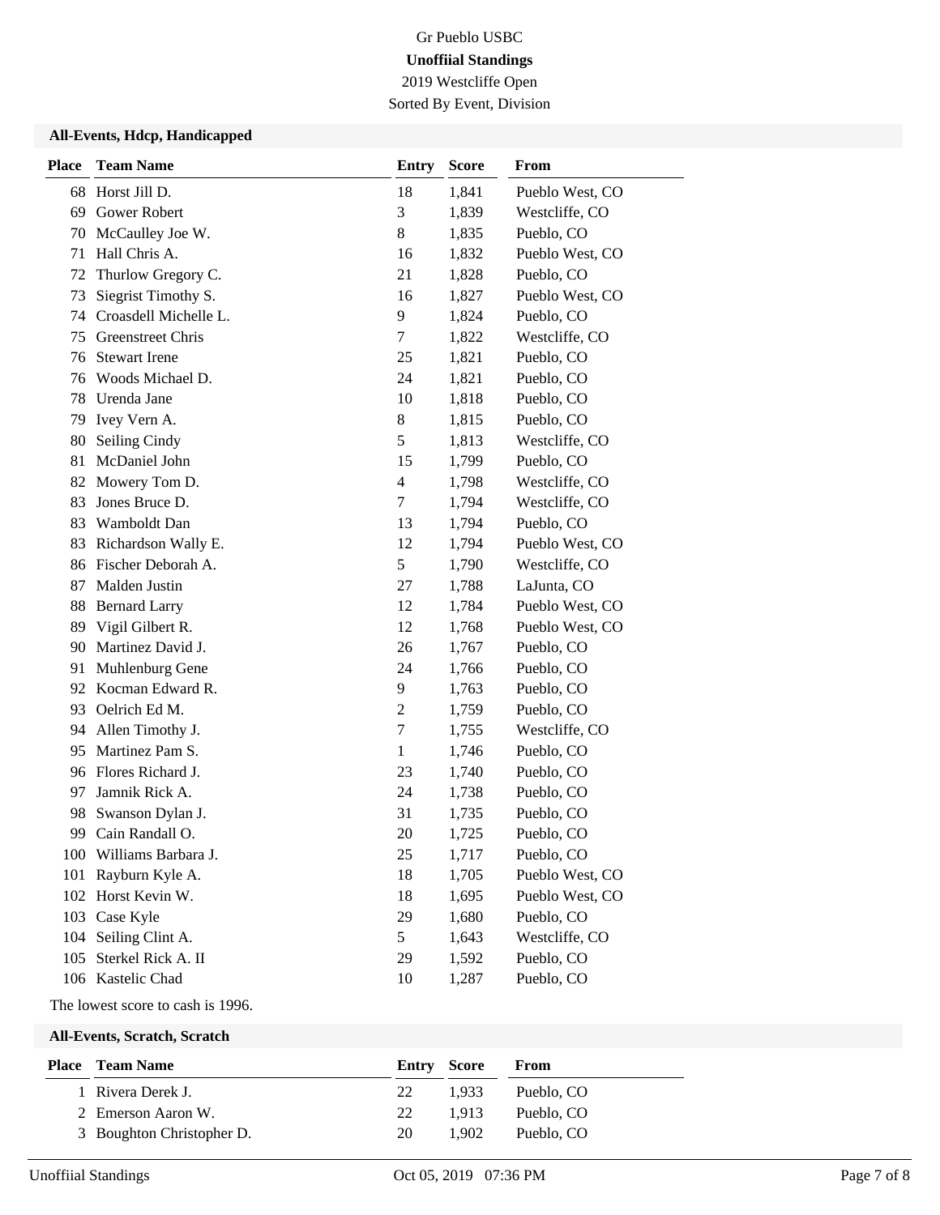Gr Pueblo USBC

**Unoffiial Standings**

2019 Westcliffe Open

Sorted By Event, Division

### All-Events, Hdcp, Handicapped

| Place | Team Name | Entry | Score | From |
|---|---|---|---|---|
| 68 | Horst Jill D. | 18 | 1,841 | Pueblo West, CO |
| 69 | Gower Robert | 3 | 1,839 | Westcliffe, CO |
| 70 | McCaulley Joe W. | 8 | 1,835 | Pueblo, CO |
| 71 | Hall Chris A. | 16 | 1,832 | Pueblo West, CO |
| 72 | Thurlow Gregory C. | 21 | 1,828 | Pueblo, CO |
| 73 | Siegrist Timothy S. | 16 | 1,827 | Pueblo West, CO |
| 74 | Croasdell Michelle L. | 9 | 1,824 | Pueblo, CO |
| 75 | Greenstreet Chris | 7 | 1,822 | Westcliffe, CO |
| 76 | Stewart Irene | 25 | 1,821 | Pueblo, CO |
| 76 | Woods Michael D. | 24 | 1,821 | Pueblo, CO |
| 78 | Urenda Jane | 10 | 1,818 | Pueblo, CO |
| 79 | Ivey Vern A. | 8 | 1,815 | Pueblo, CO |
| 80 | Seiling Cindy | 5 | 1,813 | Westcliffe, CO |
| 81 | McDaniel John | 15 | 1,799 | Pueblo, CO |
| 82 | Mowery Tom D. | 4 | 1,798 | Westcliffe, CO |
| 83 | Jones Bruce D. | 7 | 1,794 | Westcliffe, CO |
| 83 | Wamboldt Dan | 13 | 1,794 | Pueblo, CO |
| 83 | Richardson Wally E. | 12 | 1,794 | Pueblo West, CO |
| 86 | Fischer Deborah A. | 5 | 1,790 | Westcliffe, CO |
| 87 | Malden Justin | 27 | 1,788 | LaJunta, CO |
| 88 | Bernard Larry | 12 | 1,784 | Pueblo West, CO |
| 89 | Vigil Gilbert R. | 12 | 1,768 | Pueblo West, CO |
| 90 | Martinez David J. | 26 | 1,767 | Pueblo, CO |
| 91 | Muhlenburg Gene | 24 | 1,766 | Pueblo, CO |
| 92 | Kocman Edward R. | 9 | 1,763 | Pueblo, CO |
| 93 | Oelrich Ed M. | 2 | 1,759 | Pueblo, CO |
| 94 | Allen Timothy J. | 7 | 1,755 | Westcliffe, CO |
| 95 | Martinez Pam S. | 1 | 1,746 | Pueblo, CO |
| 96 | Flores Richard J. | 23 | 1,740 | Pueblo, CO |
| 97 | Jamnik Rick A. | 24 | 1,738 | Pueblo, CO |
| 98 | Swanson Dylan J. | 31 | 1,735 | Pueblo, CO |
| 99 | Cain Randall O. | 20 | 1,725 | Pueblo, CO |
| 100 | Williams Barbara J. | 25 | 1,717 | Pueblo, CO |
| 101 | Rayburn Kyle A. | 18 | 1,705 | Pueblo West, CO |
| 102 | Horst Kevin W. | 18 | 1,695 | Pueblo West, CO |
| 103 | Case Kyle | 29 | 1,680 | Pueblo, CO |
| 104 | Seiling Clint A. | 5 | 1,643 | Westcliffe, CO |
| 105 | Sterkel Rick A. II | 29 | 1,592 | Pueblo, CO |
| 106 | Kastelic Chad | 10 | 1,287 | Pueblo, CO |

The lowest score to cash is 1996.

### All-Events, Scratch, Scratch

| Place | Team Name | Entry | Score | From |
|---|---|---|---|---|
| 1 | Rivera Derek J. | 22 | 1,933 | Pueblo, CO |
| 2 | Emerson Aaron W. | 22 | 1,913 | Pueblo, CO |
| 3 | Boughton Christopher D. | 20 | 1,902 | Pueblo, CO |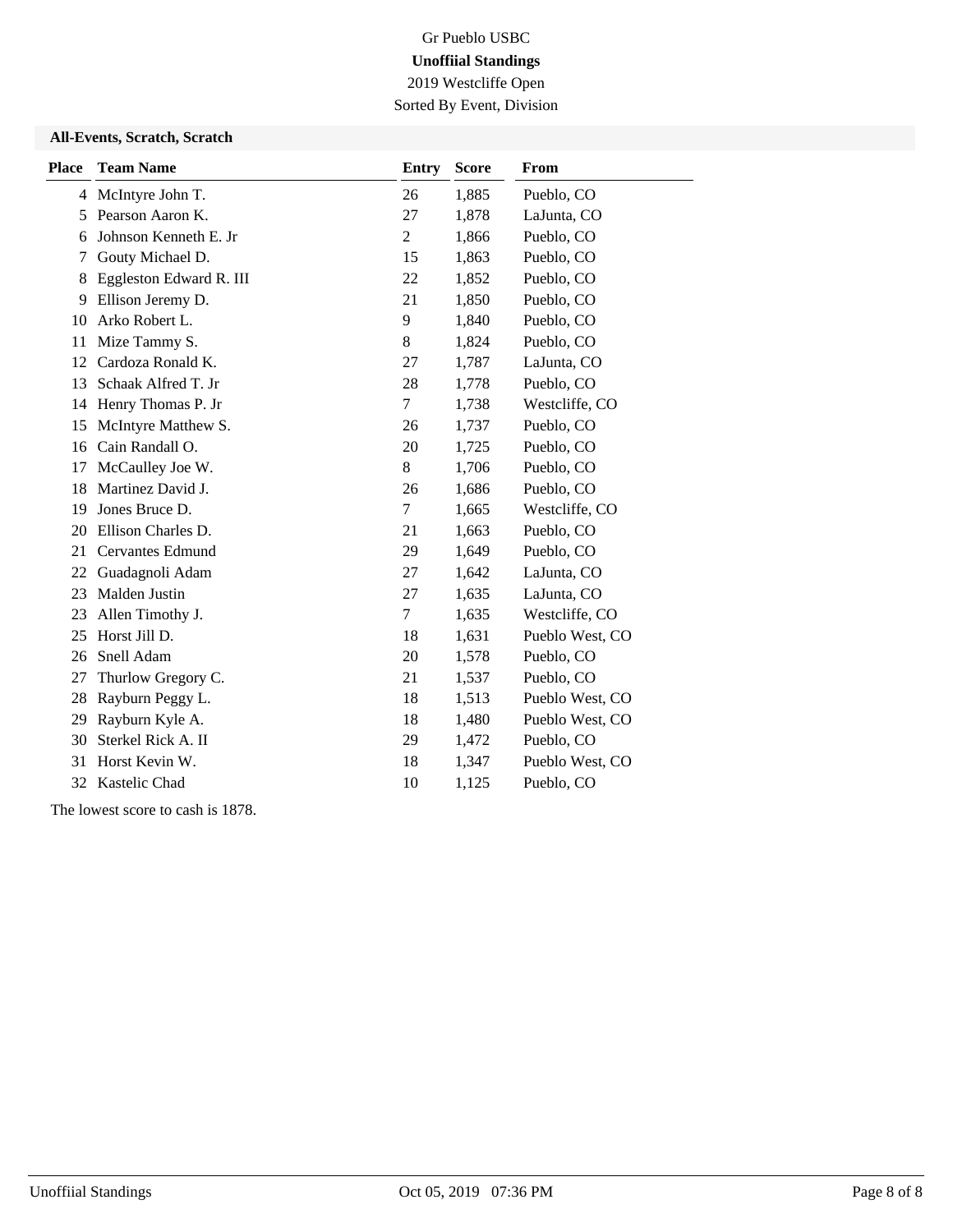Gr Pueblo USBC

**Unoffiial Standings**

2019 Westcliffe Open

Sorted By Event, Division

**All-Events, Scratch, Scratch**

| Place | Team Name | Entry | Score | From |
|---|---|---|---|---|
| 4 | McIntyre John T. | 26 | 1,885 | Pueblo, CO |
| 5 | Pearson Aaron K. | 27 | 1,878 | LaJunta, CO |
| 6 | Johnson Kenneth E. Jr | 2 | 1,866 | Pueblo, CO |
| 7 | Gouty Michael D. | 15 | 1,863 | Pueblo, CO |
| 8 | Eggleston Edward R. III | 22 | 1,852 | Pueblo, CO |
| 9 | Ellison Jeremy D. | 21 | 1,850 | Pueblo, CO |
| 10 | Arko Robert L. | 9 | 1,840 | Pueblo, CO |
| 11 | Mize Tammy S. | 8 | 1,824 | Pueblo, CO |
| 12 | Cardoza Ronald K. | 27 | 1,787 | LaJunta, CO |
| 13 | Schaak Alfred T. Jr | 28 | 1,778 | Pueblo, CO |
| 14 | Henry Thomas P. Jr | 7 | 1,738 | Westcliffe, CO |
| 15 | McIntyre Matthew S. | 26 | 1,737 | Pueblo, CO |
| 16 | Cain Randall O. | 20 | 1,725 | Pueblo, CO |
| 17 | McCaulley Joe W. | 8 | 1,706 | Pueblo, CO |
| 18 | Martinez David J. | 26 | 1,686 | Pueblo, CO |
| 19 | Jones Bruce D. | 7 | 1,665 | Westcliffe, CO |
| 20 | Ellison Charles D. | 21 | 1,663 | Pueblo, CO |
| 21 | Cervantes Edmund | 29 | 1,649 | Pueblo, CO |
| 22 | Guadagnoli Adam | 27 | 1,642 | LaJunta, CO |
| 23 | Malden Justin | 27 | 1,635 | LaJunta, CO |
| 23 | Allen Timothy J. | 7 | 1,635 | Westcliffe, CO |
| 25 | Horst Jill D. | 18 | 1,631 | Pueblo West, CO |
| 26 | Snell Adam | 20 | 1,578 | Pueblo, CO |
| 27 | Thurlow Gregory C. | 21 | 1,537 | Pueblo, CO |
| 28 | Rayburn Peggy L. | 18 | 1,513 | Pueblo West, CO |
| 29 | Rayburn Kyle A. | 18 | 1,480 | Pueblo West, CO |
| 30 | Sterkel Rick A. II | 29 | 1,472 | Pueblo, CO |
| 31 | Horst Kevin W. | 18 | 1,347 | Pueblo West, CO |
| 32 | Kastelic Chad | 10 | 1,125 | Pueblo, CO |

The lowest score to cash is 1878.